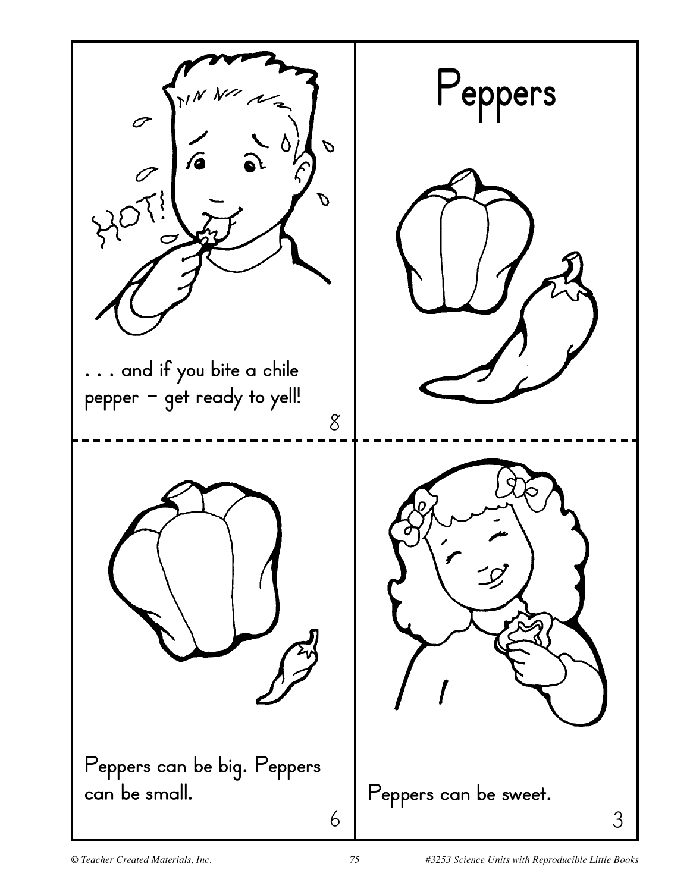. . . and if you bite a chile pepper – get ready to yell!

8

# Peppers

Peppers can be big. Peppers can be small.

6

Peppers can be sweet.

3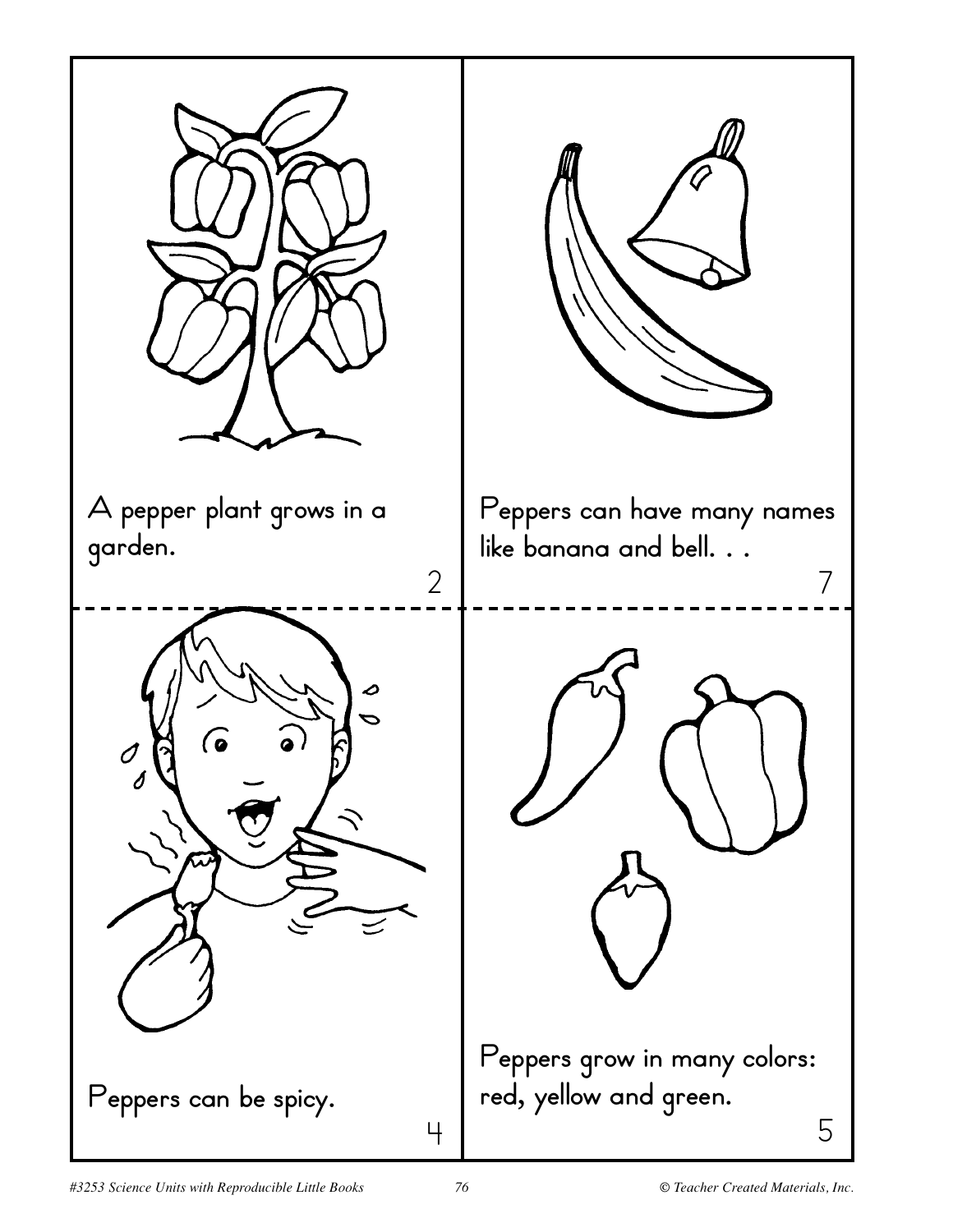A pepper plant grows in a garden.

2

Peppers can have many names like banana and bell. . .

7

Peppers can be spicy.

4

Peppers grow in many colors: red, yellow and green.

5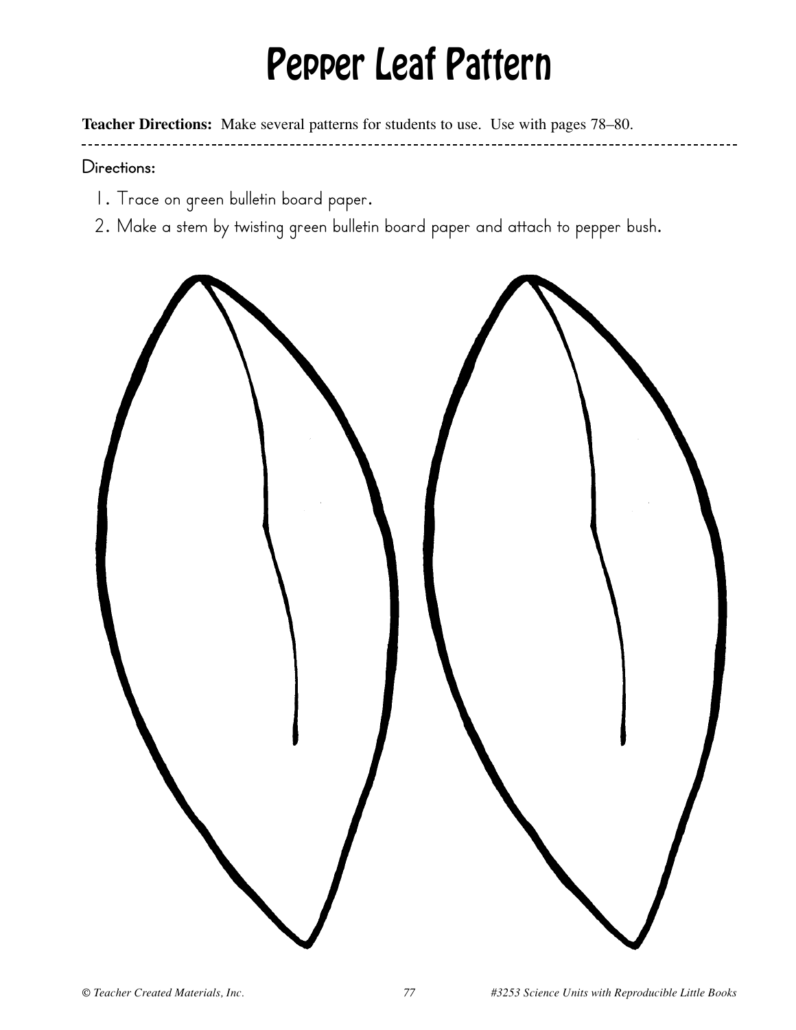# Pepper Leaf Pattern

**Teacher Directions:** Make several patterns for students to use. Use with pages 78–80.

Directions:

1. Trace on green bulletin board paper.
2. Make a stem by twisting green bulletin board paper and attach to pepper bush.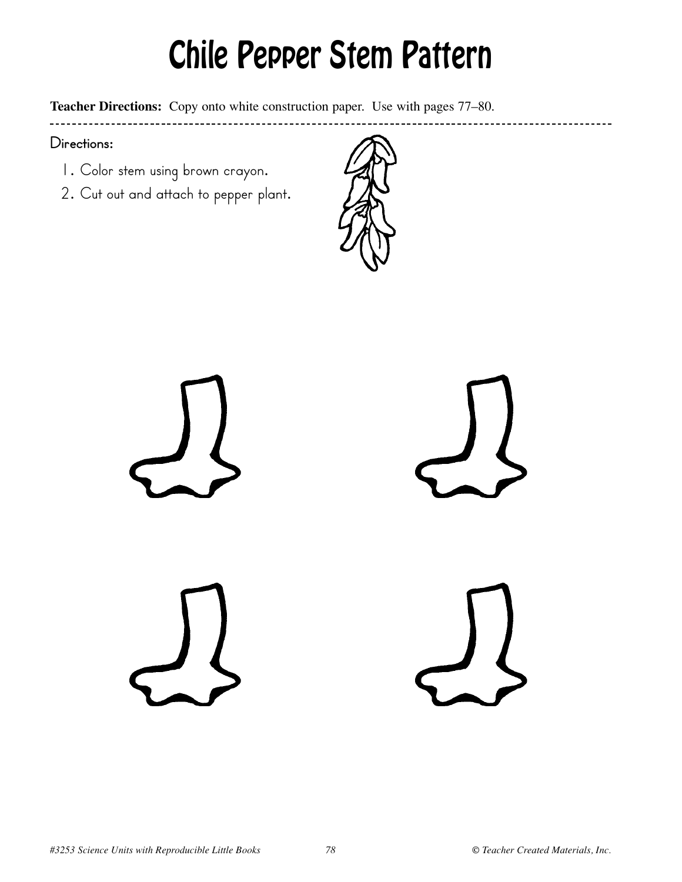# Chile Pepper Stem Pattern

**Teacher Directions:** Copy onto white construction paper. Use with pages 77–80.

Directions:

1. Color stem using brown crayon.
2. Cut out and attach to pepper plant.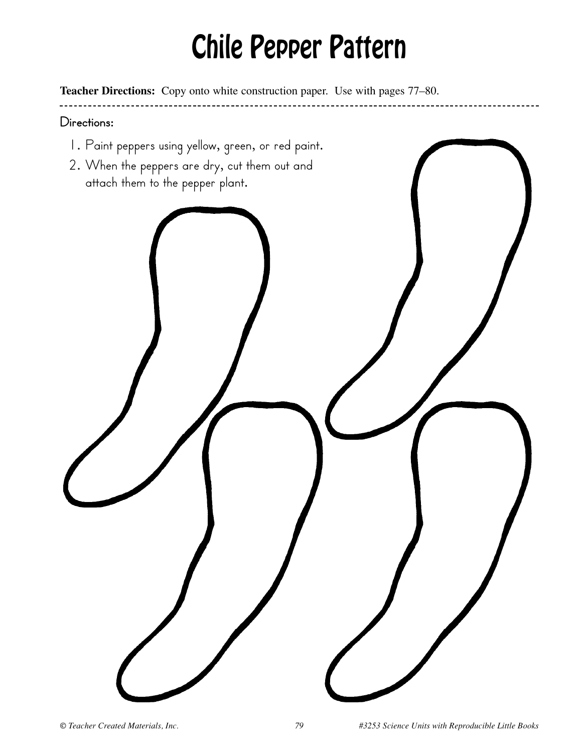# Chile Pepper Pattern

**Teacher Directions:** Copy onto white construction paper. Use with pages 77–80.

---

Directions:

1. Paint peppers using yellow, green, or red paint.
2. When the peppers are dry, cut them out and attach them to the pepper plant.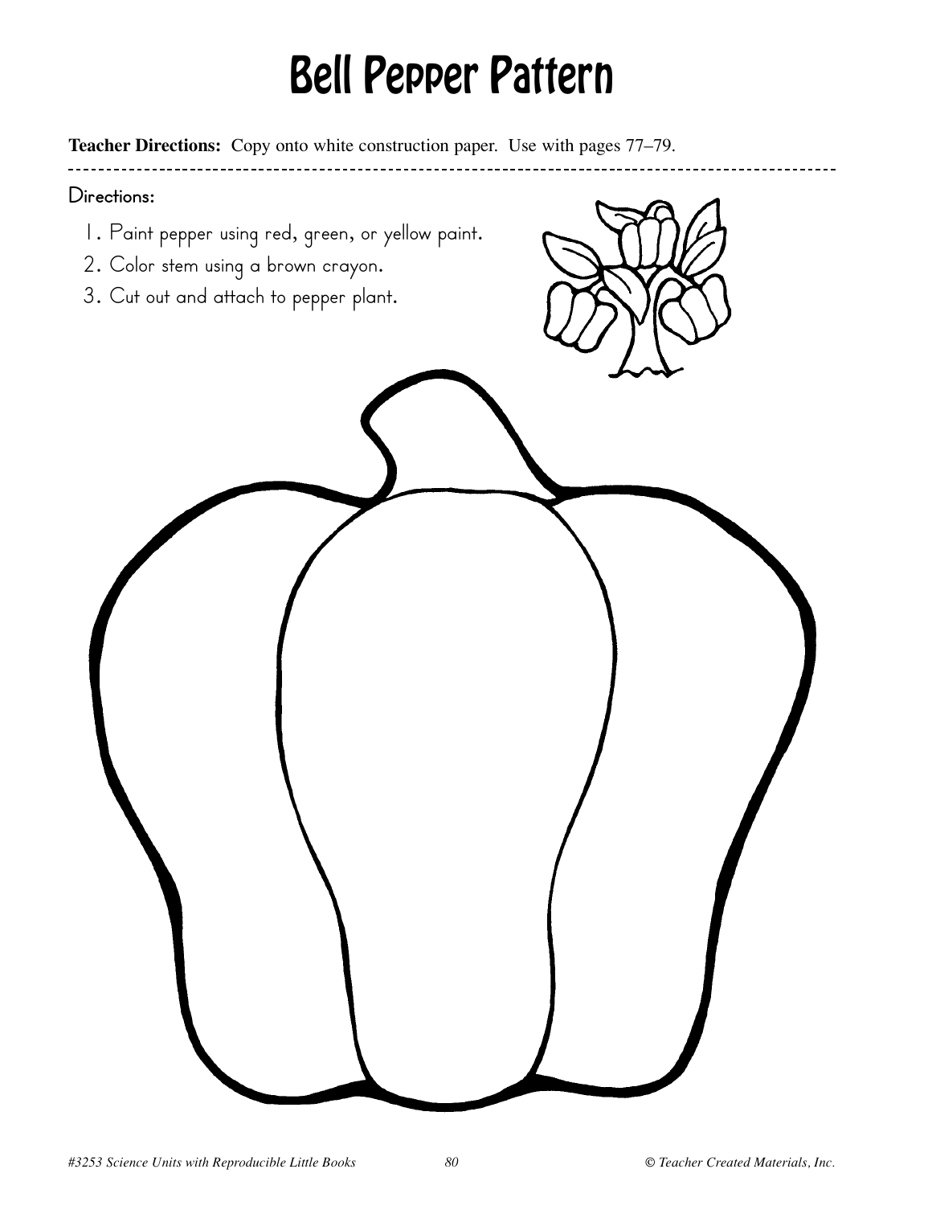# Bell Pepper Pattern

**Teacher Directions:** Copy onto white construction paper. Use with pages 77–79.

Directions:

1. Paint pepper using red, green, or yellow paint.
2. Color stem using a brown crayon.
3. Cut out and attach to pepper plant.